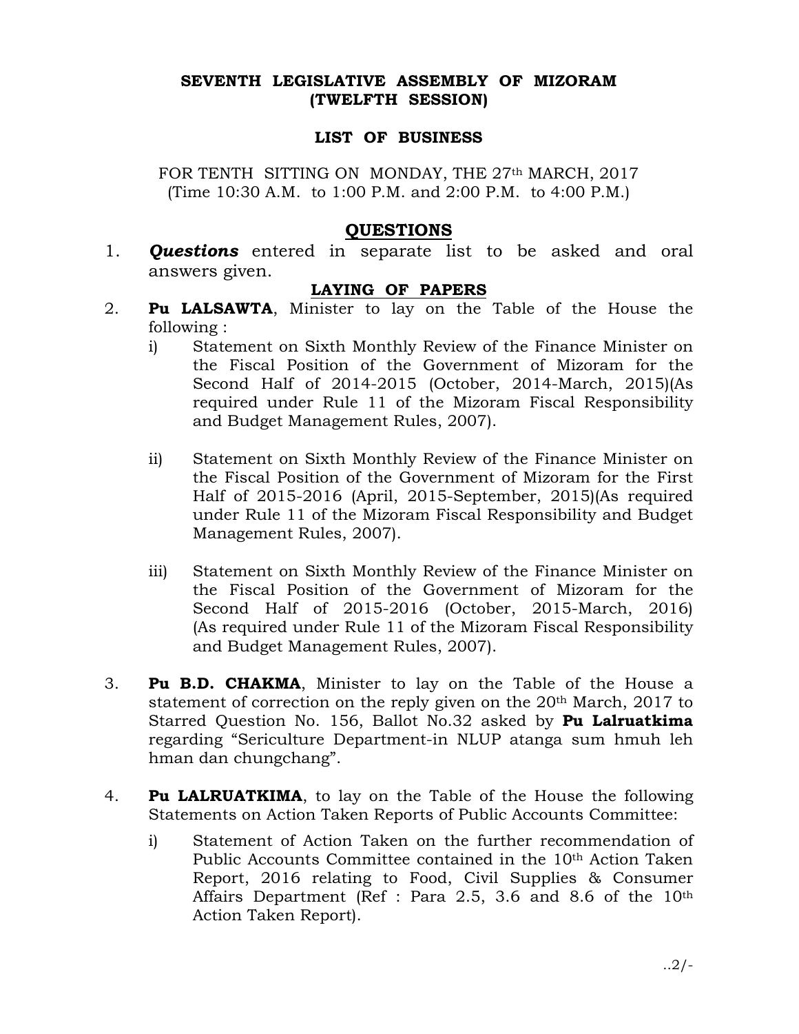**SEVENTH LEGISLATIVE ASSEMBLY OF MIZORAM**
**(TWELFTH SESSION)**

**LIST OF BUSINESS**

FOR TENTH SITTING ON MONDAY, THE 27th MARCH, 2017
(Time 10:30 A.M. to 1:00 P.M. and 2:00 P.M. to 4:00 P.M.)

## QUESTIONS

1. ***Questions*** entered in separate list to be asked and oral answers given.

## LAYING OF PAPERS

2. **Pu LALSAWTA**, Minister to lay on the Table of the House the following :
   i) Statement on Sixth Monthly Review of the Finance Minister on the Fiscal Position of the Government of Mizoram for the Second Half of 2014-2015 (October, 2014-March, 2015)(As required under Rule 11 of the Mizoram Fiscal Responsibility and Budget Management Rules, 2007).

   ii) Statement on Sixth Monthly Review of the Finance Minister on the Fiscal Position of the Government of Mizoram for the First Half of 2015-2016 (April, 2015-September, 2015)(As required under Rule 11 of the Mizoram Fiscal Responsibility and Budget Management Rules, 2007).

   iii) Statement on Sixth Monthly Review of the Finance Minister on the Fiscal Position of the Government of Mizoram for the Second Half of 2015-2016 (October, 2015-March, 2016) (As required under Rule 11 of the Mizoram Fiscal Responsibility and Budget Management Rules, 2007).

3. **Pu B.D. CHAKMA**, Minister to lay on the Table of the House a statement of correction on the reply given on the 20th March, 2017 to Starred Question No. 156, Ballot No.32 asked by **Pu Lalruatkima** regarding "Sericulture Department-in NLUP atanga sum hmuh leh hman dan chungchang".

4. **Pu LALRUATKIMA**, to lay on the Table of the House the following Statements on Action Taken Reports of Public Accounts Committee:

   i) Statement of Action Taken on the further recommendation of Public Accounts Committee contained in the 10th Action Taken Report, 2016 relating to Food, Civil Supplies & Consumer Affairs Department (Ref : Para 2.5, 3.6 and 8.6 of the 10th Action Taken Report).

..2/-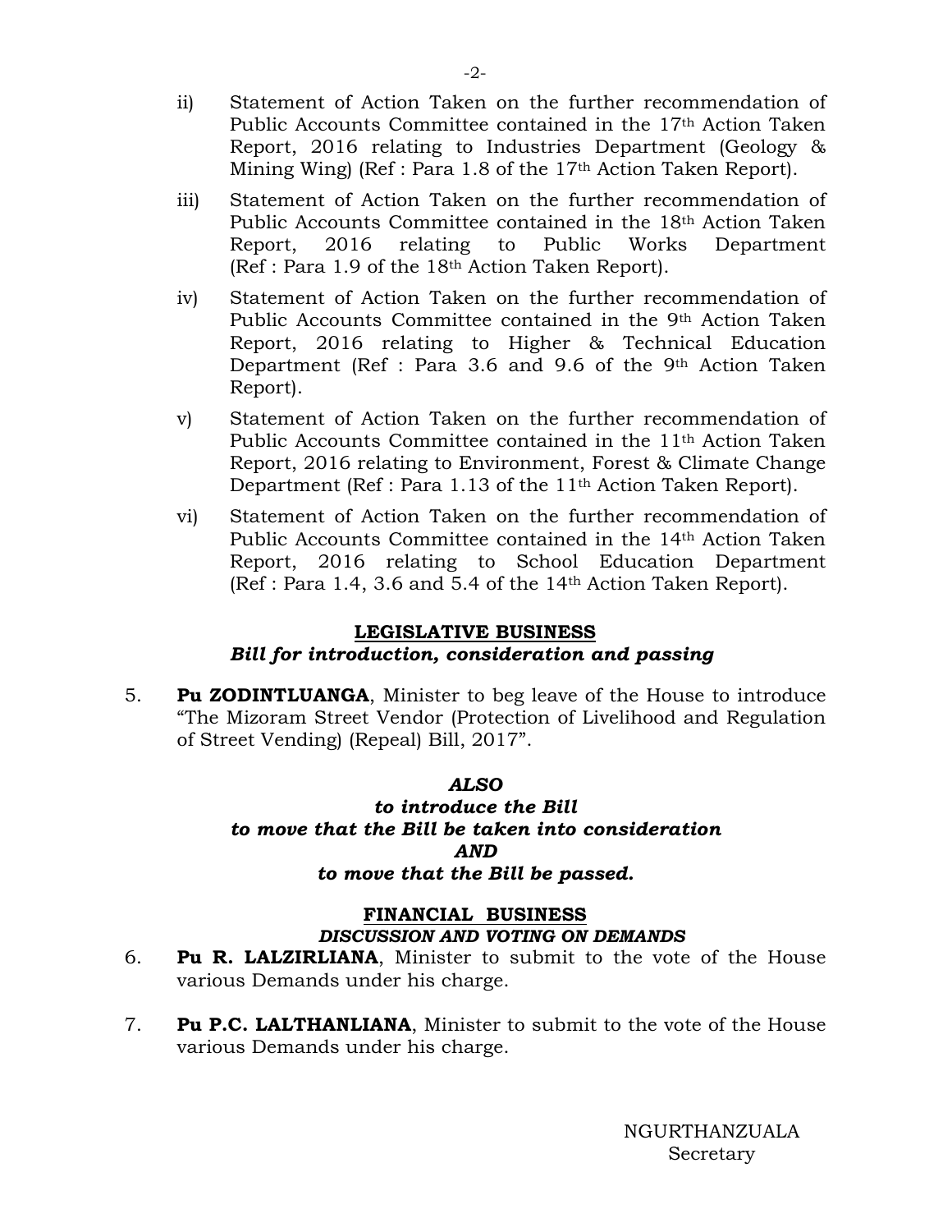ii) Statement of Action Taken on the further recommendation of Public Accounts Committee contained in the 17th Action Taken Report, 2016 relating to Industries Department (Geology & Mining Wing) (Ref : Para 1.8 of the 17th Action Taken Report).

iii) Statement of Action Taken on the further recommendation of Public Accounts Committee contained in the 18th Action Taken Report, 2016 relating to Public Works Department (Ref : Para 1.9 of the 18th Action Taken Report).

iv) Statement of Action Taken on the further recommendation of Public Accounts Committee contained in the 9th Action Taken Report, 2016 relating to Higher & Technical Education Department (Ref : Para 3.6 and 9.6 of the 9th Action Taken Report).

v) Statement of Action Taken on the further recommendation of Public Accounts Committee contained in the 11th Action Taken Report, 2016 relating to Environment, Forest & Climate Change Department (Ref : Para 1.13 of the 11th Action Taken Report).

vi) Statement of Action Taken on the further recommendation of Public Accounts Committee contained in the 14th Action Taken Report, 2016 relating to School Education Department (Ref : Para 1.4, 3.6 and 5.4 of the 14th Action Taken Report).

## LEGISLATIVE BUSINESS

***Bill for introduction, consideration and passing***

5. **Pu ZODINTLUANGA**, Minister to beg leave of the House to introduce "The Mizoram Street Vendor (Protection of Livelihood and Regulation of Street Vending) (Repeal) Bill, 2017".

***ALSO***
***to introduce the Bill***
***to move that the Bill be taken into consideration***
***AND***
***to move that the Bill be passed.***

## FINANCIAL BUSINESS

***DISCUSSION AND VOTING ON DEMANDS***

6. **Pu R. LALZIRLIANA**, Minister to submit to the vote of the House various Demands under his charge.

7. **Pu P.C. LALTHANLIANA**, Minister to submit to the vote of the House various Demands under his charge.

NGURTHANZUALA
Secretary